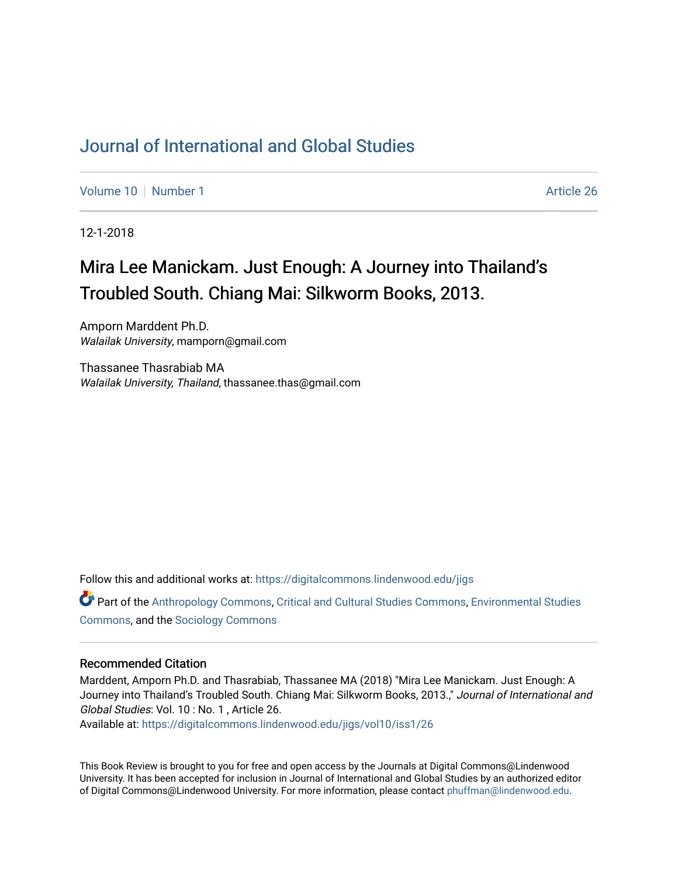# Journal of International and Global Studies

Volume 10 | Number 1 | Article 26

12-1-2018

## Mira Lee Manickam. Just Enough: A Journey into Thailand's Troubled South. Chiang Mai: Silkworm Books, 2013.

Amporn Marddent Ph.D.
*Walailak University*, mamporn@gmail.com

Thassanee Thasrabiab MA
*Walailak University, Thailand*, thassanee.thas@gmail.com

Follow this and additional works at: https://digitalcommons.lindenwood.edu/jigs

Part of the Anthropology Commons, Critical and Cultural Studies Commons, Environmental Studies Commons, and the Sociology Commons

### Recommended Citation

Marddent, Amporn Ph.D. and Thasrabiab, Thassanee MA (2018) "Mira Lee Manickam. Just Enough: A Journey into Thailand's Troubled South. Chiang Mai: Silkworm Books, 2013.," *Journal of International and Global Studies*: Vol. 10 : No. 1 , Article 26.
Available at: https://digitalcommons.lindenwood.edu/jigs/vol10/iss1/26

This Book Review is brought to you for free and open access by the Journals at Digital Commons@Lindenwood University. It has been accepted for inclusion in Journal of International and Global Studies by an authorized editor of Digital Commons@Lindenwood University. For more information, please contact phuffman@lindenwood.edu.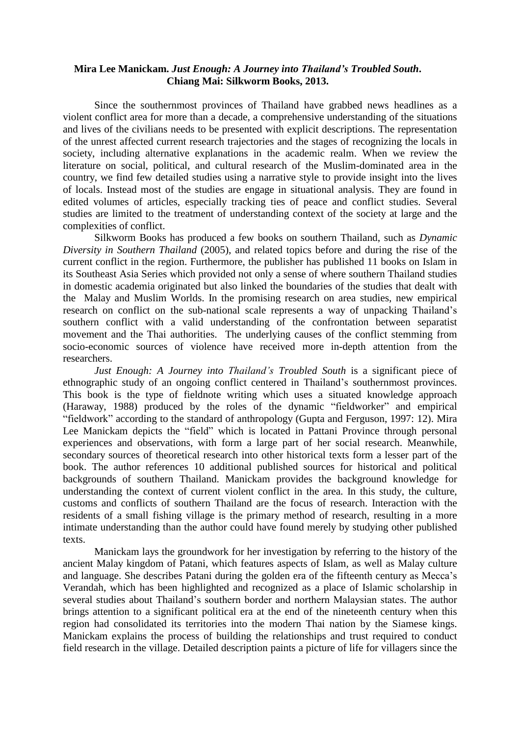**Mira Lee Manickam. *Just Enough: A Journey into Thailand's Troubled South*. Chiang Mai: Silkworm Books, 2013.**

Since the southernmost provinces of Thailand have grabbed news headlines as a violent conflict area for more than a decade, a comprehensive understanding of the situations and lives of the civilians needs to be presented with explicit descriptions. The representation of the unrest affected current research trajectories and the stages of recognizing the locals in society, including alternative explanations in the academic realm. When we review the literature on social, political, and cultural research of the Muslim-dominated area in the country, we find few detailed studies using a narrative style to provide insight into the lives of locals. Instead most of the studies are engage in situational analysis. They are found in edited volumes of articles, especially tracking ties of peace and conflict studies. Several studies are limited to the treatment of understanding context of the society at large and the complexities of conflict.

Silkworm Books has produced a few books on southern Thailand, such as *Dynamic Diversity in Southern Thailand* (2005), and related topics before and during the rise of the current conflict in the region. Furthermore, the publisher has published 11 books on Islam in its Southeast Asia Series which provided not only a sense of where southern Thailand studies in domestic academia originated but also linked the boundaries of the studies that dealt with the Malay and Muslim Worlds. In the promising research on area studies, new empirical research on conflict on the sub-national scale represents a way of unpacking Thailand's southern conflict with a valid understanding of the confrontation between separatist movement and the Thai authorities. The underlying causes of the conflict stemming from socio-economic sources of violence have received more in-depth attention from the researchers.

*Just Enough: A Journey into Thailand's Troubled South* is a significant piece of ethnographic study of an ongoing conflict centered in Thailand's southernmost provinces. This book is the type of fieldnote writing which uses a situated knowledge approach (Haraway, 1988) produced by the roles of the dynamic "fieldworker" and empirical "fieldwork" according to the standard of anthropology (Gupta and Ferguson, 1997: 12). Mira Lee Manickam depicts the "field" which is located in Pattani Province through personal experiences and observations, with form a large part of her social research. Meanwhile, secondary sources of theoretical research into other historical texts form a lesser part of the book. The author references 10 additional published sources for historical and political backgrounds of southern Thailand. Manickam provides the background knowledge for understanding the context of current violent conflict in the area. In this study, the culture, customs and conflicts of southern Thailand are the focus of research. Interaction with the residents of a small fishing village is the primary method of research, resulting in a more intimate understanding than the author could have found merely by studying other published texts.

Manickam lays the groundwork for her investigation by referring to the history of the ancient Malay kingdom of Patani, which features aspects of Islam, as well as Malay culture and language. She describes Patani during the golden era of the fifteenth century as Mecca's Verandah, which has been highlighted and recognized as a place of Islamic scholarship in several studies about Thailand's southern border and northern Malaysian states. The author brings attention to a significant political era at the end of the nineteenth century when this region had consolidated its territories into the modern Thai nation by the Siamese kings. Manickam explains the process of building the relationships and trust required to conduct field research in the village. Detailed description paints a picture of life for villagers since the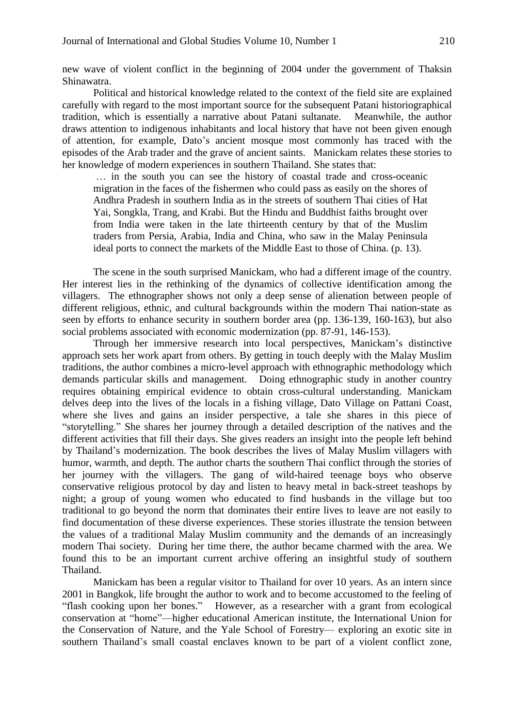new wave of violent conflict in the beginning of 2004 under the government of Thaksin Shinawatra.

Political and historical knowledge related to the context of the field site are explained carefully with regard to the most important source for the subsequent Patani historiographical tradition, which is essentially a narrative about Patani sultanate. Meanwhile, the author draws attention to indigenous inhabitants and local history that have not been given enough of attention, for example, Dato's ancient mosque most commonly has traced with the episodes of the Arab trader and the grave of ancient saints. Manickam relates these stories to her knowledge of modern experiences in southern Thailand. She states that:

> … in the south you can see the history of coastal trade and cross-oceanic migration in the faces of the fishermen who could pass as easily on the shores of Andhra Pradesh in southern India as in the streets of southern Thai cities of Hat Yai, Songkla, Trang, and Krabi. But the Hindu and Buddhist faiths brought over from India were taken in the late thirteenth century by that of the Muslim traders from Persia, Arabia, India and China, who saw in the Malay Peninsula ideal ports to connect the markets of the Middle East to those of China. (p. 13).

The scene in the south surprised Manickam, who had a different image of the country. Her interest lies in the rethinking of the dynamics of collective identification among the villagers. The ethnographer shows not only a deep sense of alienation between people of different religious, ethnic, and cultural backgrounds within the modern Thai nation-state as seen by efforts to enhance security in southern border area (pp. 136-139, 160-163), but also social problems associated with economic modernization (pp. 87-91, 146-153).

Through her immersive research into local perspectives, Manickam's distinctive approach sets her work apart from others. By getting in touch deeply with the Malay Muslim traditions, the author combines a micro-level approach with ethnographic methodology which demands particular skills and management. Doing ethnographic study in another country requires obtaining empirical evidence to obtain cross-cultural understanding. Manickam delves deep into the lives of the locals in a fishing village, Dato Village on Pattani Coast, where she lives and gains an insider perspective, a tale she shares in this piece of "storytelling." She shares her journey through a detailed description of the natives and the different activities that fill their days. She gives readers an insight into the people left behind by Thailand's modernization. The book describes the lives of Malay Muslim villagers with humor, warmth, and depth. The author charts the southern Thai conflict through the stories of her journey with the villagers. The gang of wild-haired teenage boys who observe conservative religious protocol by day and listen to heavy metal in back-street teashops by night; a group of young women who educated to find husbands in the village but too traditional to go beyond the norm that dominates their entire lives to leave are not easily to find documentation of these diverse experiences. These stories illustrate the tension between the values of a traditional Malay Muslim community and the demands of an increasingly modern Thai society. During her time there, the author became charmed with the area. We found this to be an important current archive offering an insightful study of southern Thailand.

Manickam has been a regular visitor to Thailand for over 10 years. As an intern since 2001 in Bangkok, life brought the author to work and to become accustomed to the feeling of "flash cooking upon her bones." However, as a researcher with a grant from ecological conservation at "home"—higher educational American institute, the International Union for the Conservation of Nature, and the Yale School of Forestry— exploring an exotic site in southern Thailand's small coastal enclaves known to be part of a violent conflict zone,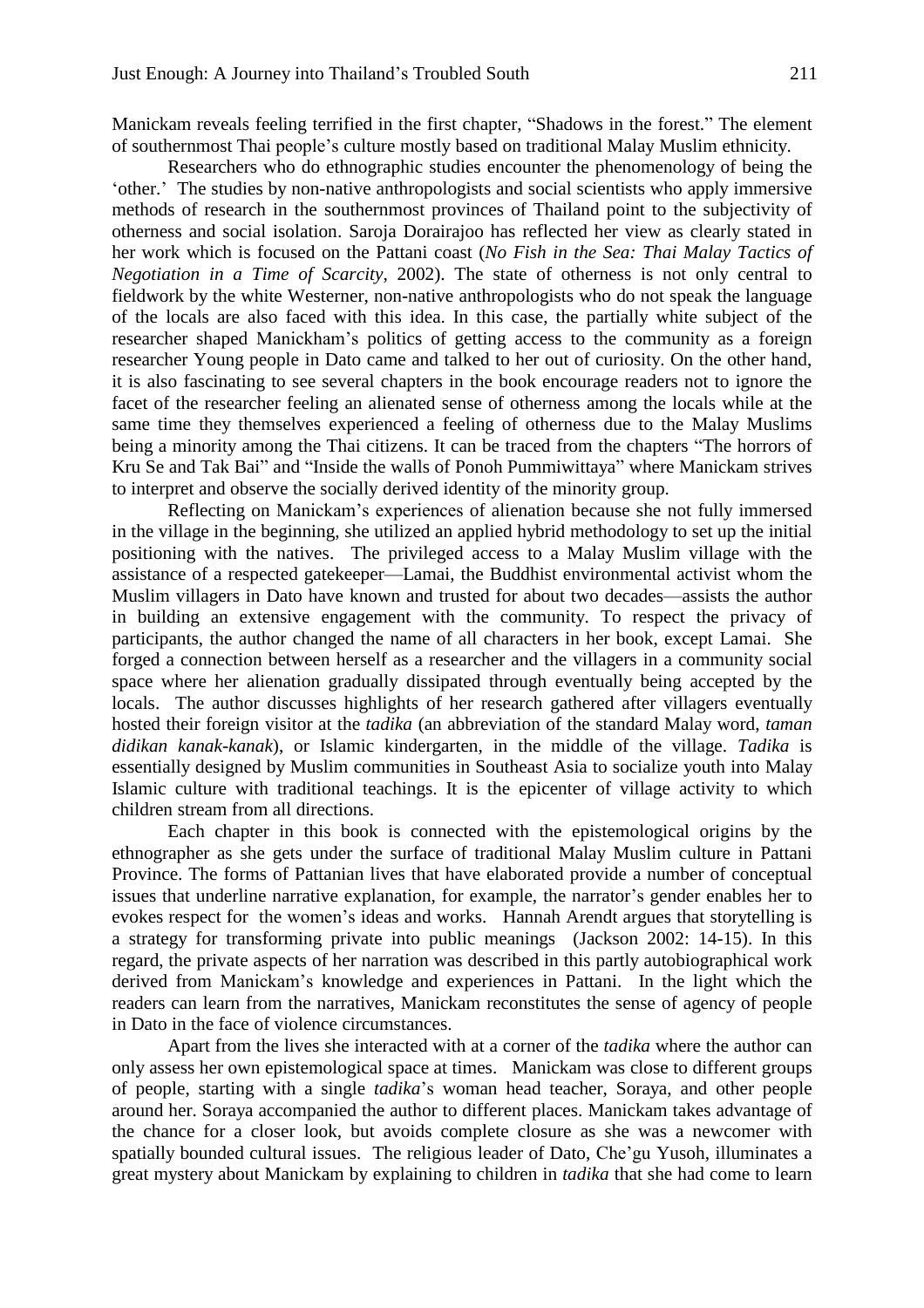Manickam reveals feeling terrified in the first chapter, "Shadows in the forest." The element of southernmost Thai people's culture mostly based on traditional Malay Muslim ethnicity.

Researchers who do ethnographic studies encounter the phenomenology of being the 'other.' The studies by non-native anthropologists and social scientists who apply immersive methods of research in the southernmost provinces of Thailand point to the subjectivity of otherness and social isolation. Saroja Dorairajoo has reflected her view as clearly stated in her work which is focused on the Pattani coast (*No Fish in the Sea: Thai Malay Tactics of Negotiation in a Time of Scarcity*, 2002). The state of otherness is not only central to fieldwork by the white Westerner, non-native anthropologists who do not speak the language of the locals are also faced with this idea. In this case, the partially white subject of the researcher shaped Manickham's politics of getting access to the community as a foreign researcher Young people in Dato came and talked to her out of curiosity. On the other hand, it is also fascinating to see several chapters in the book encourage readers not to ignore the facet of the researcher feeling an alienated sense of otherness among the locals while at the same time they themselves experienced a feeling of otherness due to the Malay Muslims being a minority among the Thai citizens. It can be traced from the chapters "The horrors of Kru Se and Tak Bai" and "Inside the walls of Ponoh Pummiwittaya" where Manickam strives to interpret and observe the socially derived identity of the minority group.

Reflecting on Manickam's experiences of alienation because she not fully immersed in the village in the beginning, she utilized an applied hybrid methodology to set up the initial positioning with the natives. The privileged access to a Malay Muslim village with the assistance of a respected gatekeeper—Lamai, the Buddhist environmental activist whom the Muslim villagers in Dato have known and trusted for about two decades—assists the author in building an extensive engagement with the community. To respect the privacy of participants, the author changed the name of all characters in her book, except Lamai. She forged a connection between herself as a researcher and the villagers in a community social space where her alienation gradually dissipated through eventually being accepted by the locals. The author discusses highlights of her research gathered after villagers eventually hosted their foreign visitor at the *tadika* (an abbreviation of the standard Malay word, *taman didikan kanak-kanak*), or Islamic kindergarten, in the middle of the village. *Tadika* is essentially designed by Muslim communities in Southeast Asia to socialize youth into Malay Islamic culture with traditional teachings. It is the epicenter of village activity to which children stream from all directions.

Each chapter in this book is connected with the epistemological origins by the ethnographer as she gets under the surface of traditional Malay Muslim culture in Pattani Province. The forms of Pattanian lives that have elaborated provide a number of conceptual issues that underline narrative explanation, for example, the narrator's gender enables her to evokes respect for the women's ideas and works. Hannah Arendt argues that storytelling is a strategy for transforming private into public meanings (Jackson 2002: 14-15). In this regard, the private aspects of her narration was described in this partly autobiographical work derived from Manickam's knowledge and experiences in Pattani. In the light which the readers can learn from the narratives, Manickam reconstitutes the sense of agency of people in Dato in the face of violence circumstances.

Apart from the lives she interacted with at a corner of the *tadika* where the author can only assess her own epistemological space at times. Manickam was close to different groups of people, starting with a single *tadika*'s woman head teacher, Soraya, and other people around her. Soraya accompanied the author to different places. Manickam takes advantage of the chance for a closer look, but avoids complete closure as she was a newcomer with spatially bounded cultural issues. The religious leader of Dato, Che'gu Yusoh, illuminates a great mystery about Manickam by explaining to children in *tadika* that she had come to learn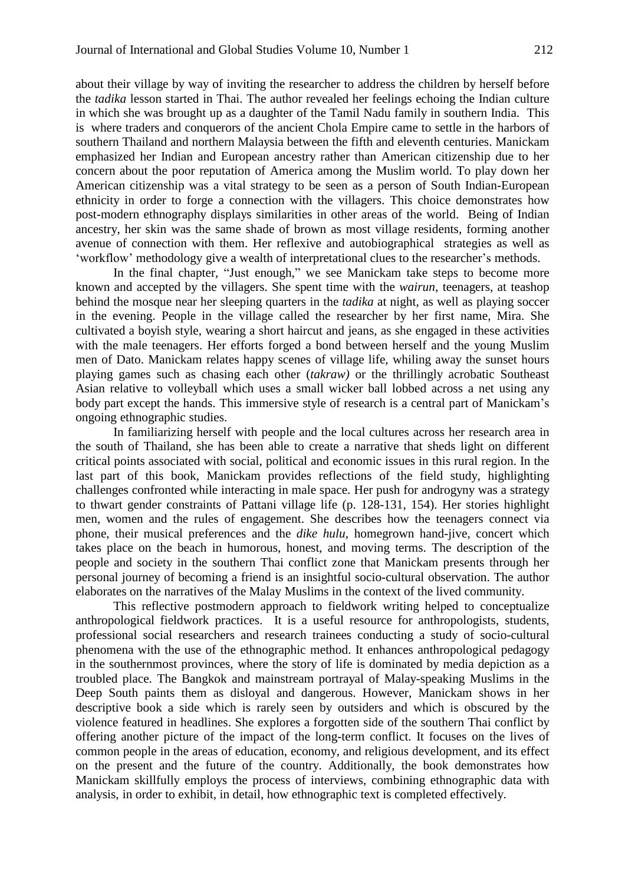about their village by way of inviting the researcher to address the children by herself before the *tadika* lesson started in Thai. The author revealed her feelings echoing the Indian culture in which she was brought up as a daughter of the Tamil Nadu family in southern India. This is where traders and conquerors of the ancient Chola Empire came to settle in the harbors of southern Thailand and northern Malaysia between the fifth and eleventh centuries. Manickam emphasized her Indian and European ancestry rather than American citizenship due to her concern about the poor reputation of America among the Muslim world. To play down her American citizenship was a vital strategy to be seen as a person of South Indian-European ethnicity in order to forge a connection with the villagers. This choice demonstrates how post-modern ethnography displays similarities in other areas of the world. Being of Indian ancestry, her skin was the same shade of brown as most village residents, forming another avenue of connection with them. Her reflexive and autobiographical strategies as well as 'workflow' methodology give a wealth of interpretational clues to the researcher's methods.

In the final chapter, "Just enough," we see Manickam take steps to become more known and accepted by the villagers. She spent time with the *wairun*, teenagers, at teashop behind the mosque near her sleeping quarters in the *tadika* at night, as well as playing soccer in the evening. People in the village called the researcher by her first name, Mira. She cultivated a boyish style, wearing a short haircut and jeans, as she engaged in these activities with the male teenagers. Her efforts forged a bond between herself and the young Muslim men of Dato. Manickam relates happy scenes of village life, whiling away the sunset hours playing games such as chasing each other (*takraw)* or the thrillingly acrobatic Southeast Asian relative to volleyball which uses a small wicker ball lobbed across a net using any body part except the hands. This immersive style of research is a central part of Manickam's ongoing ethnographic studies.

In familiarizing herself with people and the local cultures across her research area in the south of Thailand, she has been able to create a narrative that sheds light on different critical points associated with social, political and economic issues in this rural region. In the last part of this book, Manickam provides reflections of the field study, highlighting challenges confronted while interacting in male space. Her push for androgyny was a strategy to thwart gender constraints of Pattani village life (p. 128-131, 154). Her stories highlight men, women and the rules of engagement. She describes how the teenagers connect via phone, their musical preferences and the *dike hulu*, homegrown hand-jive, concert which takes place on the beach in humorous, honest, and moving terms. The description of the people and society in the southern Thai conflict zone that Manickam presents through her personal journey of becoming a friend is an insightful socio-cultural observation. The author elaborates on the narratives of the Malay Muslims in the context of the lived community.

This reflective postmodern approach to fieldwork writing helped to conceptualize anthropological fieldwork practices. It is a useful resource for anthropologists, students, professional social researchers and research trainees conducting a study of socio-cultural phenomena with the use of the ethnographic method. It enhances anthropological pedagogy in the southernmost provinces, where the story of life is dominated by media depiction as a troubled place. The Bangkok and mainstream portrayal of Malay-speaking Muslims in the Deep South paints them as disloyal and dangerous. However, Manickam shows in her descriptive book a side which is rarely seen by outsiders and which is obscured by the violence featured in headlines. She explores a forgotten side of the southern Thai conflict by offering another picture of the impact of the long-term conflict. It focuses on the lives of common people in the areas of education, economy, and religious development, and its effect on the present and the future of the country. Additionally, the book demonstrates how Manickam skillfully employs the process of interviews, combining ethnographic data with analysis, in order to exhibit, in detail, how ethnographic text is completed effectively.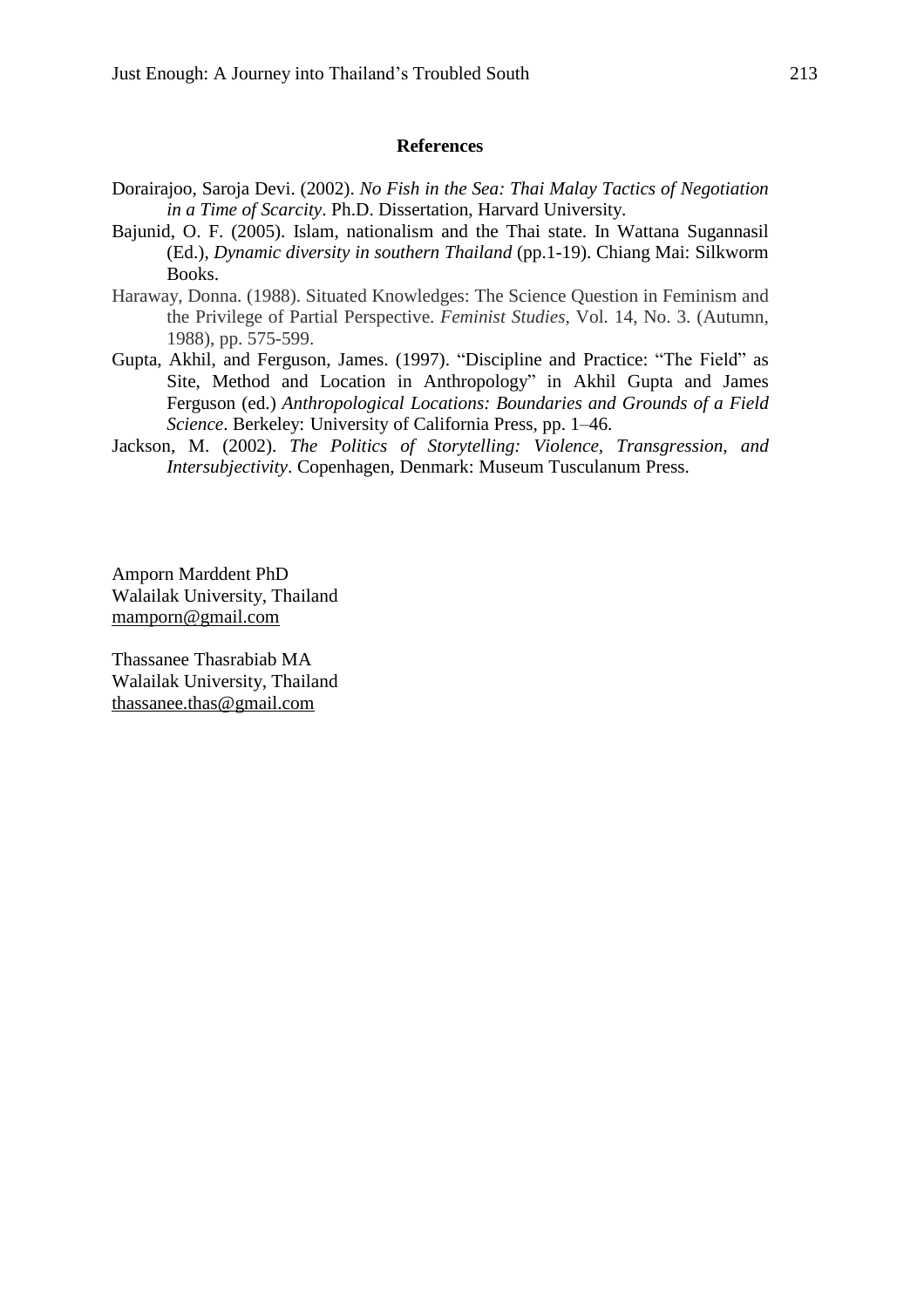## References

Dorairajoo, Saroja Devi. (2002). *No Fish in the Sea: Thai Malay Tactics of Negotiation in a Time of Scarcity*. Ph.D. Dissertation, Harvard University.

Bajunid, O. F. (2005). Islam, nationalism and the Thai state. In Wattana Sugannasil (Ed.), *Dynamic diversity in southern Thailand* (pp.1-19). Chiang Mai: Silkworm Books.

Haraway, Donna. (1988). Situated Knowledges: The Science Question in Feminism and the Privilege of Partial Perspective. *Feminist Studies*, Vol. 14, No. 3. (Autumn, 1988), pp. 575-599.

Gupta, Akhil, and Ferguson, James. (1997). "Discipline and Practice: "The Field" as Site, Method and Location in Anthropology" in Akhil Gupta and James Ferguson (ed.) *Anthropological Locations: Boundaries and Grounds of a Field Science*. Berkeley: University of California Press, pp. 1–46.

Jackson, M. (2002). *The Politics of Storytelling: Violence, Transgression, and Intersubjectivity*. Copenhagen, Denmark: Museum Tusculanum Press.

Amporn Marddent PhD
Walailak University, Thailand
mamporn@gmail.com

Thassanee Thasrabiab MA
Walailak University, Thailand
thassanee.thas@gmail.com